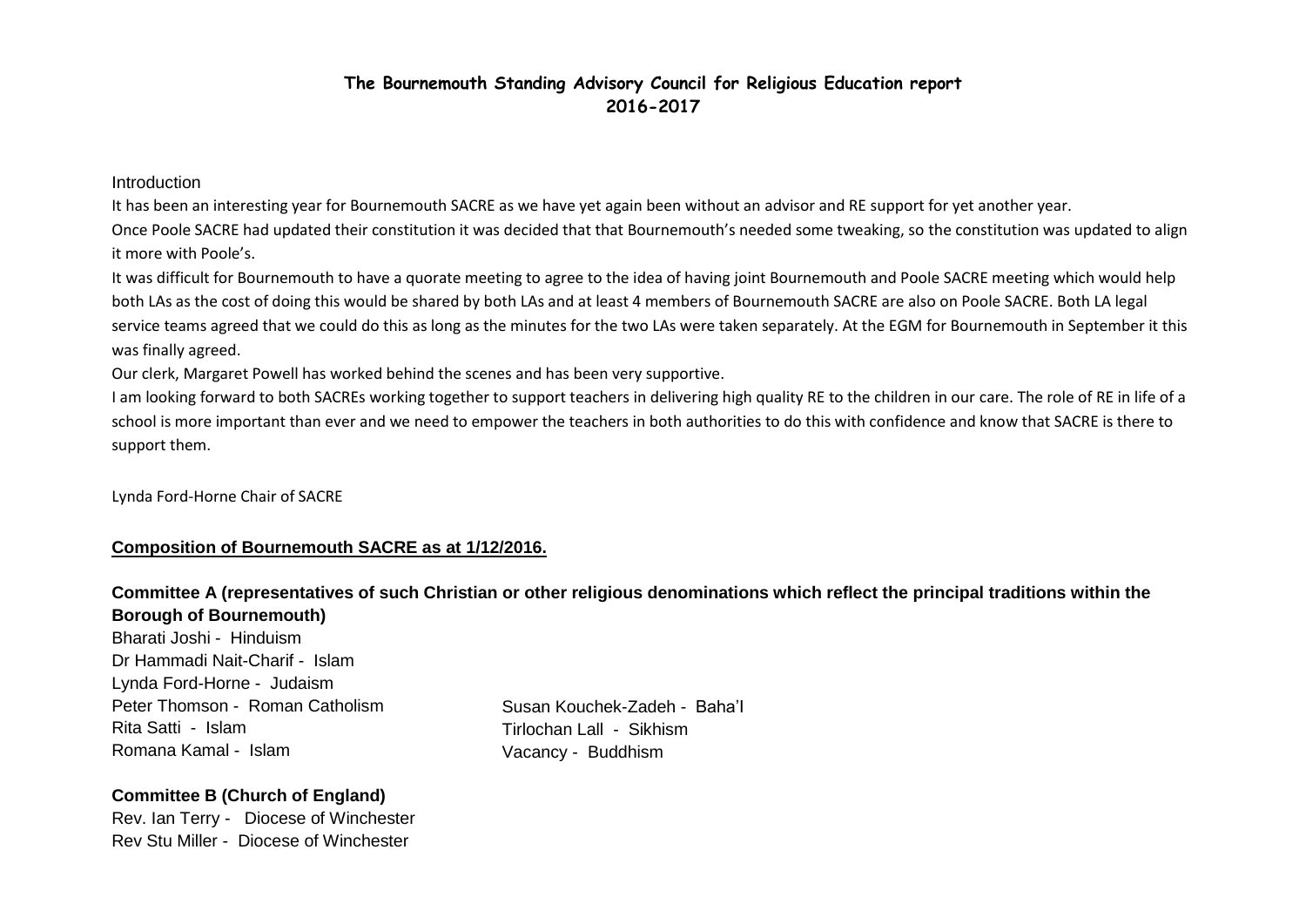# The Bournemouth Standing Advisory Council for Religious Education report 2016-2017

Introduction

It has been an interesting year for Bournemouth SACRE as we have yet again been without an advisor and RE support for yet another year.

Once Poole SACRE had updated their constitution it was decided that that Bournemouth's needed some tweaking, so the constitution was updated to align it more with Poole's.

It was difficult for Bournemouth to have a quorate meeting to agree to the idea of having joint Bournemouth and Poole SACRE meeting which would help both LAs as the cost of doing this would be shared by both LAs and at least 4 members of Bournemouth SACRE are also on Poole SACRE. Both LA legal service teams agreed that we could do this as long as the minutes for the two LAs were taken separately. At the EGM for Bournemouth in September it this was finally agreed.

Our clerk, Margaret Powell has worked behind the scenes and has been very supportive.

I am looking forward to both SACREs working together to support teachers in delivering high quality RE to the children in our care. The role of RE in life of a school is more important than ever and we need to empower the teachers in both authorities to do this with confidence and know that SACRE is there to support them.

Lynda Ford-Horne Chair of SACRE

## Composition of Bournemouth SACRE as at 1/12/2016.

### Committee A (representatives of such Christian or other religious denominations which reflect the principal traditions within the Borough of Bournemouth)

Bharati Joshi - Hinduism
Dr Hammadi Nait-Charif - Islam
Lynda Ford-Horne - Judaism
Peter Thomson - Roman Catholism
Rita Satti - Islam
Romana Kamal - Islam
Susan Kouchek-Zadeh - Baha'I
Tirlochan Lall - Sikhism
Vacancy - Buddhism

### Committee B (Church of England)

Rev. Ian Terry - Diocese of Winchester
Rev Stu Miller - Diocese of Winchester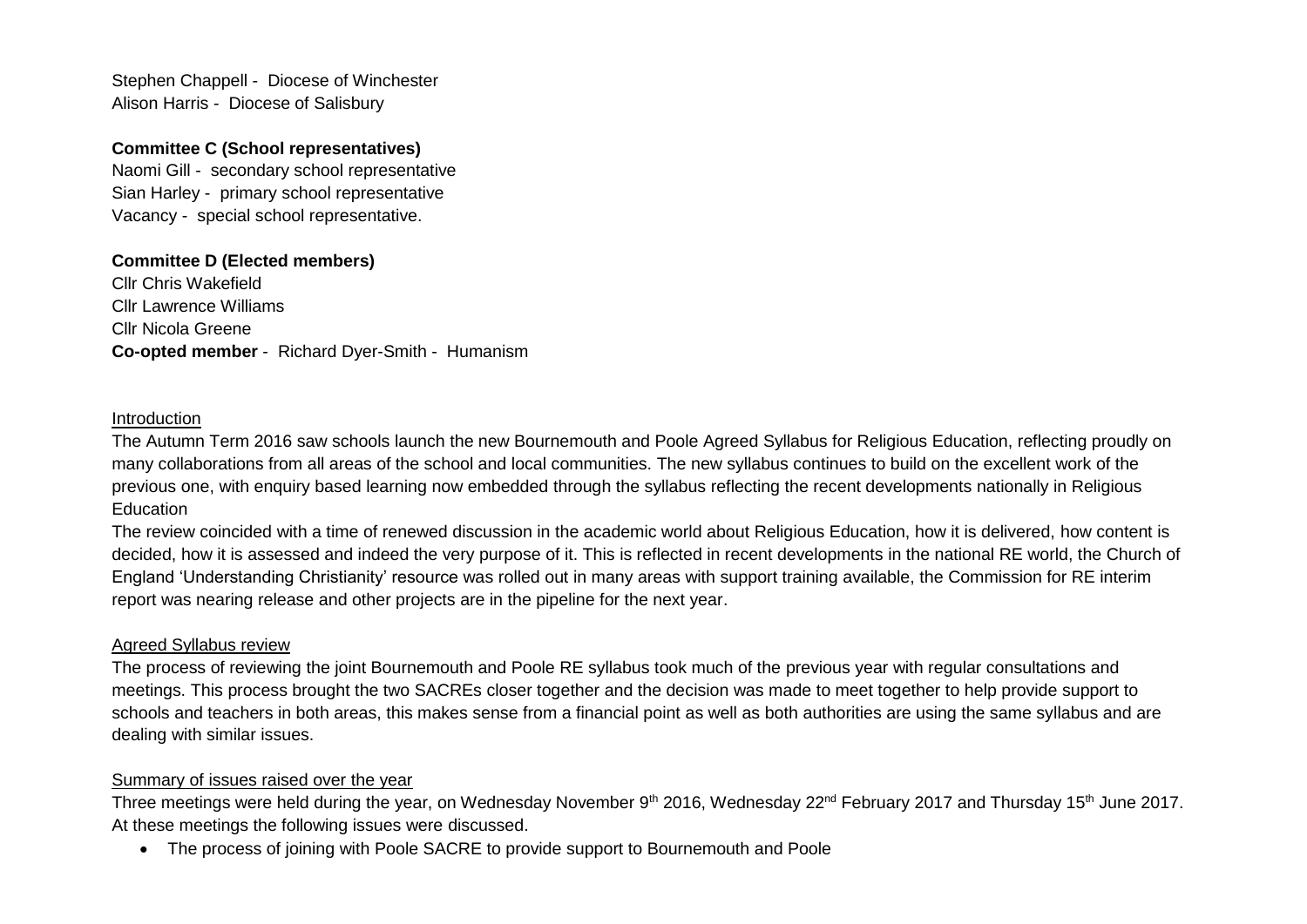Stephen Chappell - Diocese of Winchester
Alison Harris - Diocese of Salisbury

**Committee C (School representatives)**
Naomi Gill - secondary school representative
Sian Harley - primary school representative
Vacancy - special school representative.

**Committee D (Elected members)**
Cllr Chris Wakefield
Cllr Lawrence Williams
Cllr Nicola Greene
**Co-opted member** - Richard Dyer-Smith - Humanism

## Introduction

The Autumn Term 2016 saw schools launch the new Bournemouth and Poole Agreed Syllabus for Religious Education, reflecting proudly on many collaborations from all areas of the school and local communities. The new syllabus continues to build on the excellent work of the previous one, with enquiry based learning now embedded through the syllabus reflecting the recent developments nationally in Religious Education

The review coincided with a time of renewed discussion in the academic world about Religious Education, how it is delivered, how content is decided, how it is assessed and indeed the very purpose of it. This is reflected in recent developments in the national RE world, the Church of England 'Understanding Christianity' resource was rolled out in many areas with support training available, the Commission for RE interim report was nearing release and other projects are in the pipeline for the next year.

## Agreed Syllabus review

The process of reviewing the joint Bournemouth and Poole RE syllabus took much of the previous year with regular consultations and meetings. This process brought the two SACREs closer together and the decision was made to meet together to help provide support to schools and teachers in both areas, this makes sense from a financial point as well as both authorities are using the same syllabus and are dealing with similar issues.

## Summary of issues raised over the year

Three meetings were held during the year, on Wednesday November 9th 2016, Wednesday 22nd February 2017 and Thursday 15th June 2017. At these meetings the following issues were discussed.

- The process of joining with Poole SACRE to provide support to Bournemouth and Poole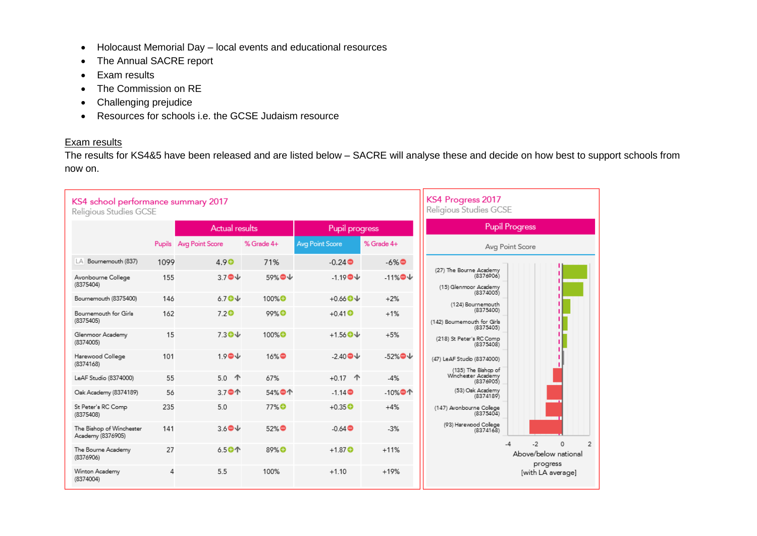- Holocaust Memorial Day – local events and educational resources
- The Annual SACRE report
- Exam results
- The Commission on RE
- Challenging prejudice
- Resources for schools i.e. the GCSE Judaism resource

## Exam results

The results for KS4&5 have been released and are listed below – SACRE will analyse these and decide on how best to support schools from now on.

**KS4 school performance summary 2017**
Religious Studies GCSE

| | Pupils | Actual results | | Pupil progress | |
|---|---|---|---|---|---|
| | | Avg Point Score | % Grade 4+ | Avg Point Score | % Grade 4+ |
| LA Bournemouth (837) | 1099 | 4.9 | 71% | -0.24 | -6% |
| Avonbourne College (8375404) | 155 | 3.7 ↓ | 59% ↓ | -1.19 ↓ | -11% ↓ |
| Bournemouth (8375400) | 146 | 6.7 ↓ | 100% | +0.66 ↓ | +2% |
| Bournemouth for Girls (8375405) | 162 | 7.2 | 99% | +0.41 | +1% |
| Glenmoor Academy (8374005) | 15 | 7.3 ↓ | 100% | +1.56 ↓ | +5% |
| Harewood College (8374168) | 101 | 1.9 ↓ | 16% | -2.40 ↓ | -52% ↓ |
| LeAF Studio (8374000) | 55 | 5.0 ↑ | 67% | +0.17 ↑ | -4% |
| Oak Academy (8374189) | 56 | 3.7 ↑ | 54% ↑ | -1.14 | -10% ↑ |
| St Peter's RC Comp (8375408) | 235 | 5.0 | 77% | +0.35 | +4% |
| The Bishop of Winchester Academy (8376905) | 141 | 3.6 ↓ | 52% | -0.64 | -3% |
| The Bourne Academy (8376906) | 27 | 6.5 ↑ | 89% | +1.87 | +11% |
| Winton Academy (8374004) | 4 | 5.5 | 100% | +1.10 | +19% |

**KS4 Progress 2017**
Religious Studies GCSE

Pupil Progress – Avg Point Score

| School | Above/below national progress [with LA average] |
|---|---|
| (27) The Bourne Academy (8376906) | +1.87 |
| (15) Glenmoor Academy (8374005) | +1.56 |
| (124) Bournemouth (8375400) | +0.66 |
| (142) Bournemouth for Girls (8375405) | +0.41 |
| (218) St Peter's RC Comp (8375408) | +0.35 |
| (47) LeAF Studio (8374000) | +0.17 |
| (135) The Bishop of Winchester Academy (8376905) | -0.64 |
| (53) Oak Academy (8374189) | -1.14 |
| (147) Avonbourne College (8375404) | -1.19 |
| (93) Harewood College (8374168) | -2.40 |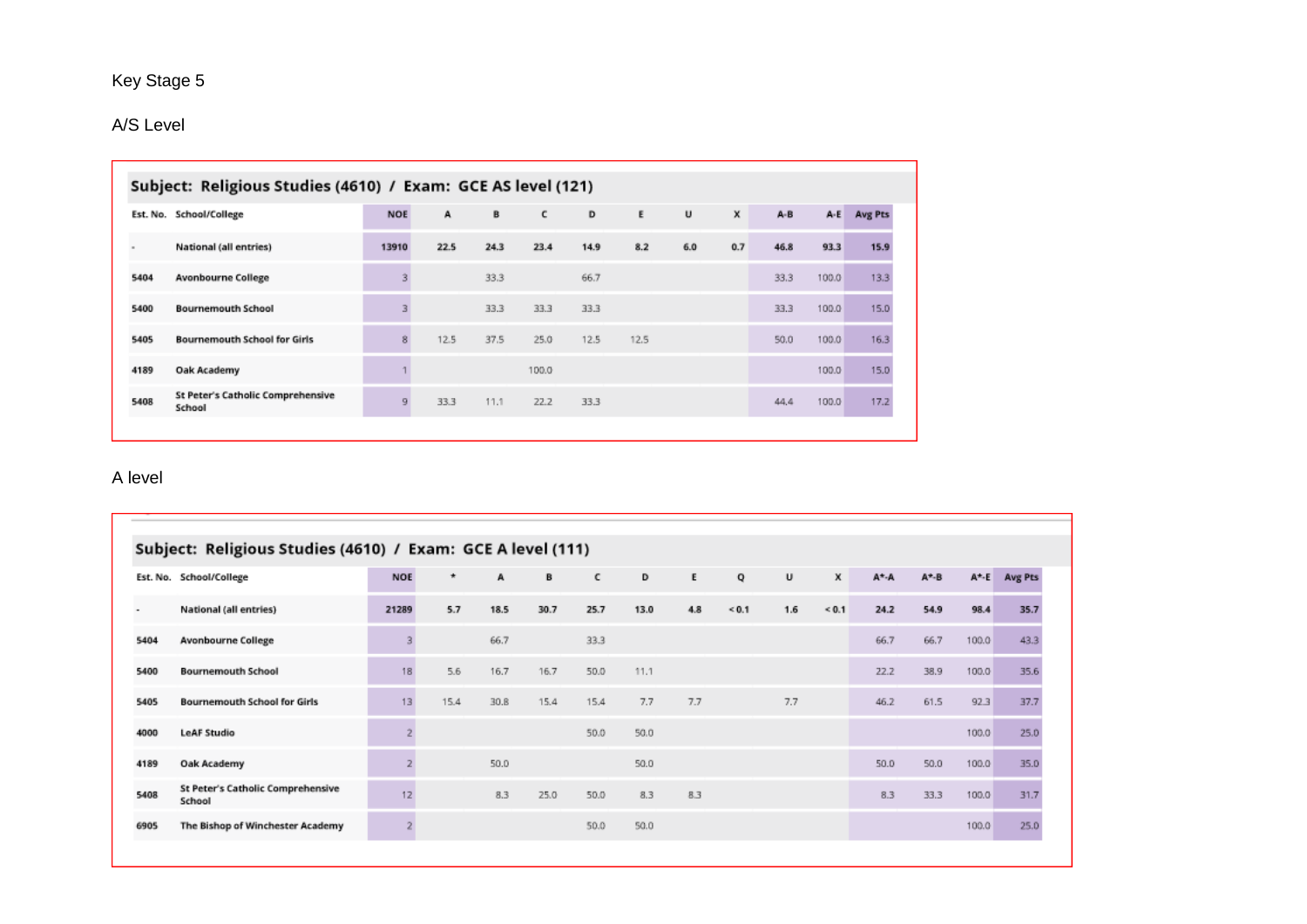Key Stage 5

A/S Level

**Subject: Religious Studies (4610) / Exam: GCE AS level (121)**

| Est. No. | School/College | NOE | A | B | C | D | E | U | X | A-B | A-E | Avg Pts |
|---|---|---|---|---|---|---|---|---|---|---|---|---|
| - | National (all entries) | 13910 | 22.5 | 24.3 | 23.4 | 14.9 | 8.2 | 6.0 | 0.7 | 46.8 | 93.3 | 15.9 |
| 5404 | Avonbourne College | 3 | | 33.3 | | 66.7 | | | | 33.3 | 100.0 | 13.3 |
| 5400 | Bournemouth School | 3 | | 33.3 | 33.3 | 33.3 | | | | 33.3 | 100.0 | 15.0 |
| 5405 | Bournemouth School for Girls | 8 | 12.5 | 37.5 | 25.0 | 12.5 | 12.5 | | | 50.0 | 100.0 | 16.3 |
| 4189 | Oak Academy | 1 | | | 100.0 | | | | | | 100.0 | 15.0 |
| 5408 | St Peter's Catholic Comprehensive School | 9 | 33.3 | 11.1 | 22.2 | 33.3 | | | | 44.4 | 100.0 | 17.2 |

A level

**Subject: Religious Studies (4610) / Exam: GCE A level (111)**

| Est. No. | School/College | NOE | * | A | B | C | D | E | Q | U | X | A*-A | A*-B | A*-E | Avg Pts |
|---|---|---|---|---|---|---|---|---|---|---|---|---|---|---|---|
| - | National (all entries) | 21289 | 5.7 | 18.5 | 30.7 | 25.7 | 13.0 | 4.8 | < 0.1 | 1.6 | < 0.1 | 24.2 | 54.9 | 98.4 | 35.7 |
| 5404 | Avonbourne College | 3 | | 66.7 | | 33.3 | | | | | | 66.7 | 66.7 | 100.0 | 43.3 |
| 5400 | Bournemouth School | 18 | 5.6 | 16.7 | 16.7 | 50.0 | 11.1 | | | | | 22.2 | 38.9 | 100.0 | 35.6 |
| 5405 | Bournemouth School for Girls | 13 | 15.4 | 30.8 | 15.4 | 15.4 | 7.7 | 7.7 | | 7.7 | | 46.2 | 61.5 | 92.3 | 37.7 |
| 4000 | LeAF Studio | 2 | | | | 50.0 | 50.0 | | | | | | | 100.0 | 25.0 |
| 4189 | Oak Academy | 2 | | 50.0 | | | 50.0 | | | | | 50.0 | 50.0 | 100.0 | 35.0 |
| 5408 | St Peter's Catholic Comprehensive School | 12 | | 8.3 | 25.0 | 50.0 | 8.3 | 8.3 | | | | 8.3 | 33.3 | 100.0 | 31.7 |
| 6905 | The Bishop of Winchester Academy | 2 | | | | 50.0 | 50.0 | | | | | | | 100.0 | 25.0 |